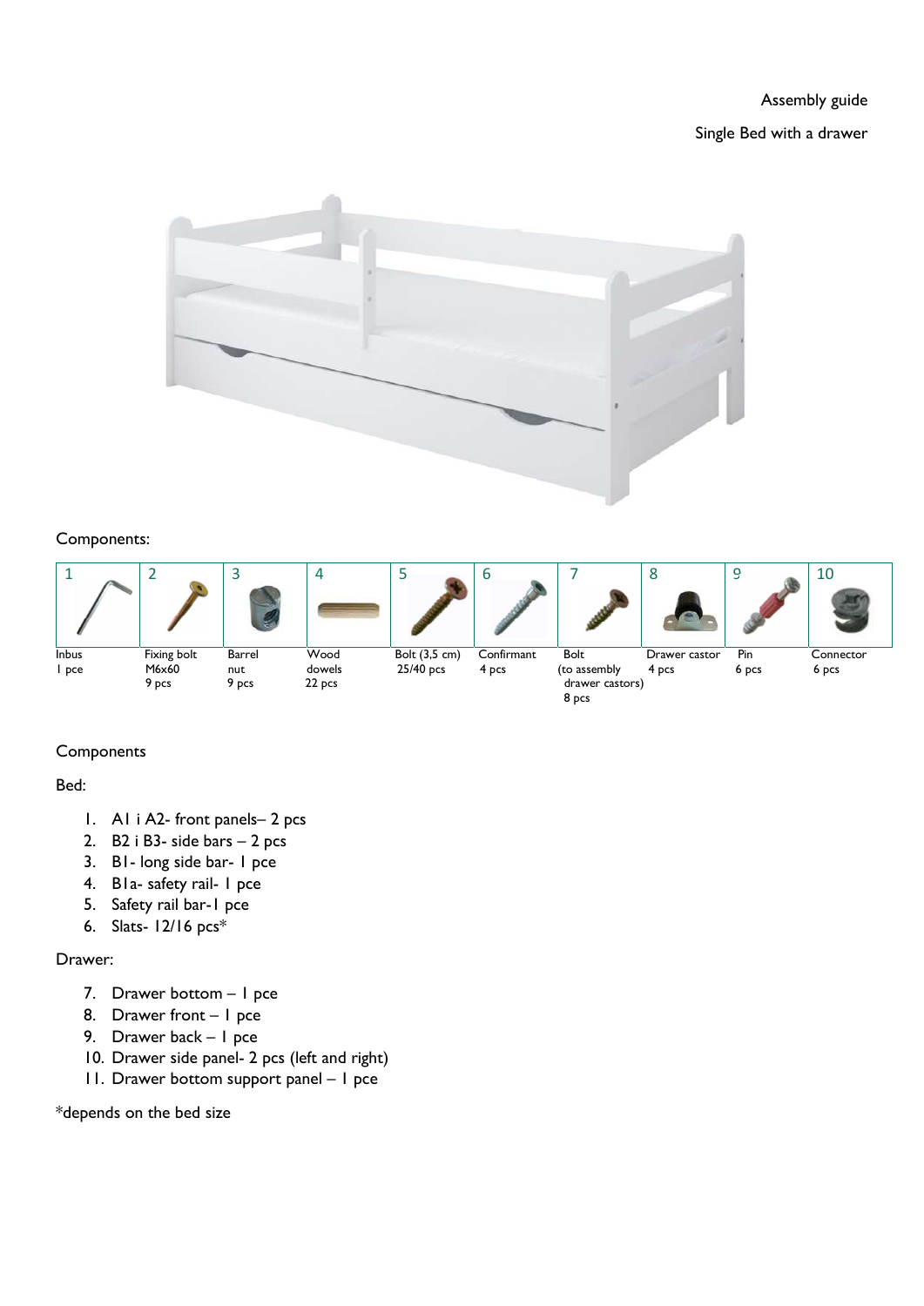Assembly guide

Single Bed with a drawer

Components:

| 1 | 2 | 3 | 4 | 5 | 6 | 7 | 8 | 9 | 10 |
|---|---|---|---|---|---|---|---|---|---|
| Inbus<br>1 pce | Fixing bolt<br>M6x60<br>9 pcs | Barrel nut<br>9 pcs | Wood dowels<br>22 pcs | Bolt (3,5 cm)<br>25/40 pcs | Confirmant<br>4 pcs | Bolt<br>(to assembly drawer castors)<br>8 pcs | Drawer castor<br>4 pcs | Pin<br>6 pcs | Connector<br>6 pcs |

Components

Bed:

1. A1 i A2- front panels– 2 pcs
2. B2 i B3- side bars – 2 pcs
3. B1- long side bar- 1 pce
4. B1a- safety rail- 1 pce
5. Safety rail bar-1 pce
6. Slats- 12/16 pcs*

Drawer:

7. Drawer bottom – 1 pce
8. Drawer front – 1 pce
9. Drawer back – 1 pce
10. Drawer side panel- 2 pcs (left and right)
11. Drawer bottom support panel – 1 pce

*depends on the bed size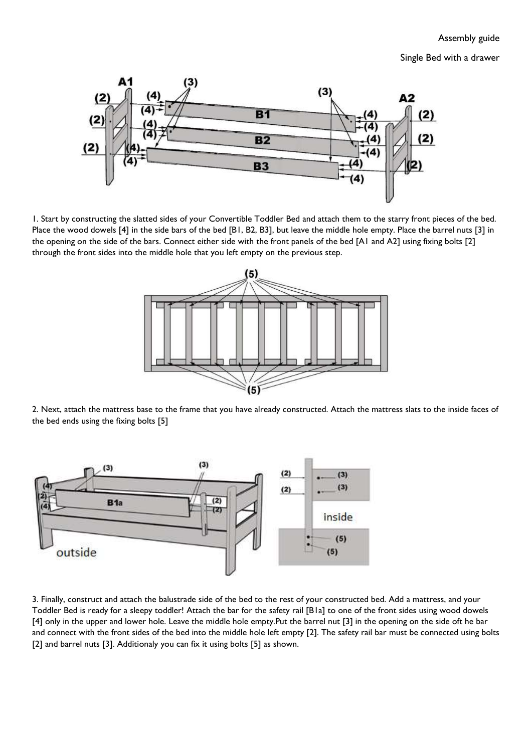Assembly guide

Single Bed with a drawer

1. Start by constructing the slatted sides of your Convertible Toddler Bed and attach them to the starry front pieces of the bed. Place the wood dowels [4] in the side bars of the bed [B1, B2, B3], but leave the middle hole empty. Place the barrel nuts [3] in the opening on the side of the bars. Connect either side with the front panels of the bed [A1 and A2] using fixing bolts [2] through the front sides into the middle hole that you left empty on the previous step.

2. Next, attach the mattress base to the frame that you have already constructed. Attach the mattress slats to the inside faces of the bed ends using the fixing bolts [5]

3. Finally, construct and attach the balustrade side of the bed to the rest of your constructed bed. Add a mattress, and your Toddler Bed is ready for a sleepy toddler! Attach the bar for the safety rail [B1a] to one of the front sides using wood dowels [4] only in the upper and lower hole. Leave the middle hole empty.Put the barrel nut [3] in the opening on the side oft he bar and connect with the front sides of the bed into the middle hole left empty [2]. The safety rail bar must be connected using bolts [2] and barrel nuts [3]. Additionaly you can fix it using bolts [5] as shown.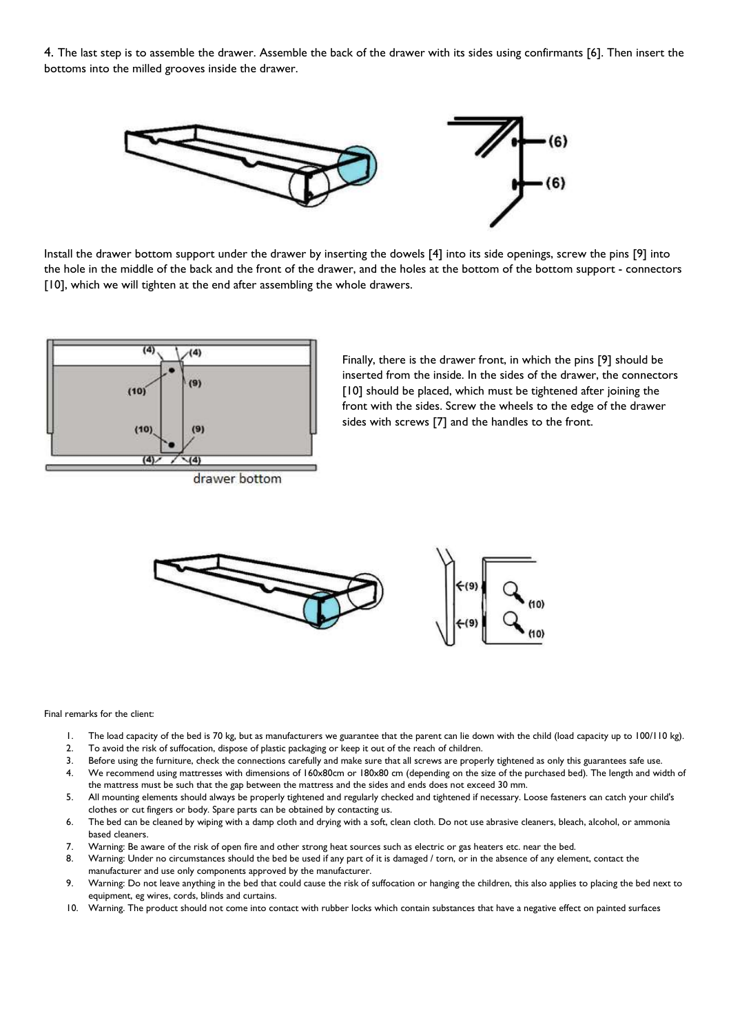4. The last step is to assemble the drawer. Assemble the back of the drawer with its sides using confirmants [6]. Then insert the bottoms into the milled grooves inside the drawer.

(6)

(6)

Install the drawer bottom support under the drawer by inserting the dowels [4] into its side openings, screw the pins [9] into the hole in the middle of the back and the front of the drawer, and the holes at the bottom of the bottom support - connectors [10], which we will tighten at the end after assembling the whole drawers.

(4) (4) (10) (9) (10) (9) (4) (4)

drawer bottom

Finally, there is the drawer front, in which the pins [9] should be inserted from the inside. In the sides of the drawer, the connectors [10] should be placed, which must be tightened after joining the front with the sides. Screw the wheels to the edge of the drawer sides with screws [7] and the handles to the front.

(9) (9) (10) (10)

Final remarks for the client:

1. The load capacity of the bed is 70 kg, but as manufacturers we guarantee that the parent can lie down with the child (load capacity up to 100/110 kg).
2. To avoid the risk of suffocation, dispose of plastic packaging or keep it out of the reach of children.
3. Before using the furniture, check the connections carefully and make sure that all screws are properly tightened as only this guarantees safe use.
4. We recommend using mattresses with dimensions of 160x80cm or 180x80 cm (depending on the size of the purchased bed). The length and width of the mattress must be such that the gap between the mattress and the sides and ends does not exceed 30 mm.
5. All mounting elements should always be properly tightened and regularly checked and tightened if necessary. Loose fasteners can catch your child's clothes or cut fingers or body. Spare parts can be obtained by contacting us.
6. The bed can be cleaned by wiping with a damp cloth and drying with a soft, clean cloth. Do not use abrasive cleaners, bleach, alcohol, or ammonia based cleaners.
7. Warning: Be aware of the risk of open fire and other strong heat sources such as electric or gas heaters etc. near the bed.
8. Warning: Under no circumstances should the bed be used if any part of it is damaged / torn, or in the absence of any element, contact the manufacturer and use only components approved by the manufacturer.
9. Warning: Do not leave anything in the bed that could cause the risk of suffocation or hanging the children, this also applies to placing the bed next to equipment, eg wires, cords, blinds and curtains.
10. Warning. The product should not come into contact with rubber locks which contain substances that have a negative effect on painted surfaces